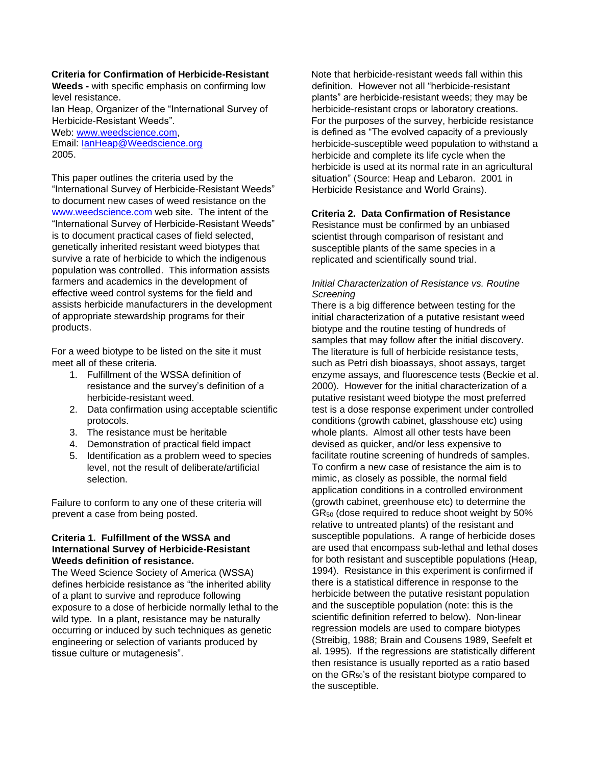**Criteria for Confirmation of Herbicide-Resistant Weeds -** with specific emphasis on confirming low level resistance.

Ian Heap, Organizer of the "International Survey of Herbicide-Resistant Weeds".

Web: www.weedscience.com,

Email: IanHeap@Weedscience.org

2005.

This paper outlines the criteria used by the "International Survey of Herbicide-Resistant Weeds" to document new cases of weed resistance on the www.weedscience.com web site. The intent of the "International Survey of Herbicide-Resistant Weeds" is to document practical cases of field selected, genetically inherited resistant weed biotypes that survive a rate of herbicide to which the indigenous population was controlled. This information assists farmers and academics in the development of effective weed control systems for the field and assists herbicide manufacturers in the development of appropriate stewardship programs for their products.

For a weed biotype to be listed on the site it must meet all of these criteria.

1. Fulfillment of the WSSA definition of resistance and the survey's definition of a herbicide-resistant weed.
2. Data confirmation using acceptable scientific protocols.
3. The resistance must be heritable
4. Demonstration of practical field impact
5. Identification as a problem weed to species level, not the result of deliberate/artificial selection.

Failure to conform to any one of these criteria will prevent a case from being posted.

**Criteria 1. Fulfillment of the WSSA and International Survey of Herbicide-Resistant Weeds definition of resistance.**

The Weed Science Society of America (WSSA) defines herbicide resistance as "the inherited ability of a plant to survive and reproduce following exposure to a dose of herbicide normally lethal to the wild type. In a plant, resistance may be naturally occurring or induced by such techniques as genetic engineering or selection of variants produced by tissue culture or mutagenesis".

Note that herbicide-resistant weeds fall within this definition. However not all "herbicide-resistant plants" are herbicide-resistant weeds; they may be herbicide-resistant crops or laboratory creations. For the purposes of the survey, herbicide resistance is defined as "The evolved capacity of a previously herbicide-susceptible weed population to withstand a herbicide and complete its life cycle when the herbicide is used at its normal rate in an agricultural situation" (Source: Heap and Lebaron. 2001 in Herbicide Resistance and World Grains).

**Criteria 2. Data Confirmation of Resistance**

Resistance must be confirmed by an unbiased scientist through comparison of resistant and susceptible plants of the same species in a replicated and scientifically sound trial.

*Initial Characterization of Resistance vs. Routine Screening*

There is a big difference between testing for the initial characterization of a putative resistant weed biotype and the routine testing of hundreds of samples that may follow after the initial discovery. The literature is full of herbicide resistance tests, such as Petri dish bioassays, shoot assays, target enzyme assays, and fluorescence tests (Beckie et al. 2000). However for the initial characterization of a putative resistant weed biotype the most preferred test is a dose response experiment under controlled conditions (growth cabinet, glasshouse etc) using whole plants. Almost all other tests have been devised as quicker, and/or less expensive to facilitate routine screening of hundreds of samples. To confirm a new case of resistance the aim is to mimic, as closely as possible, the normal field application conditions in a controlled environment (growth cabinet, greenhouse etc) to determine the $GR_{50}$ (dose required to reduce shoot weight by 50% relative to untreated plants) of the resistant and susceptible populations. A range of herbicide doses are used that encompass sub-lethal and lethal doses for both resistant and susceptible populations (Heap, 1994). Resistance in this experiment is confirmed if there is a statistical difference in response to the herbicide between the putative resistant population and the susceptible population (note: this is the scientific definition referred to below). Non-linear regression models are used to compare biotypes (Streibig, 1988; Brain and Cousens 1989, Seefelt et al. 1995). If the regressions are statistically different then resistance is usually reported as a ratio based on the $GR_{50}$'s of the resistant biotype compared to the susceptible.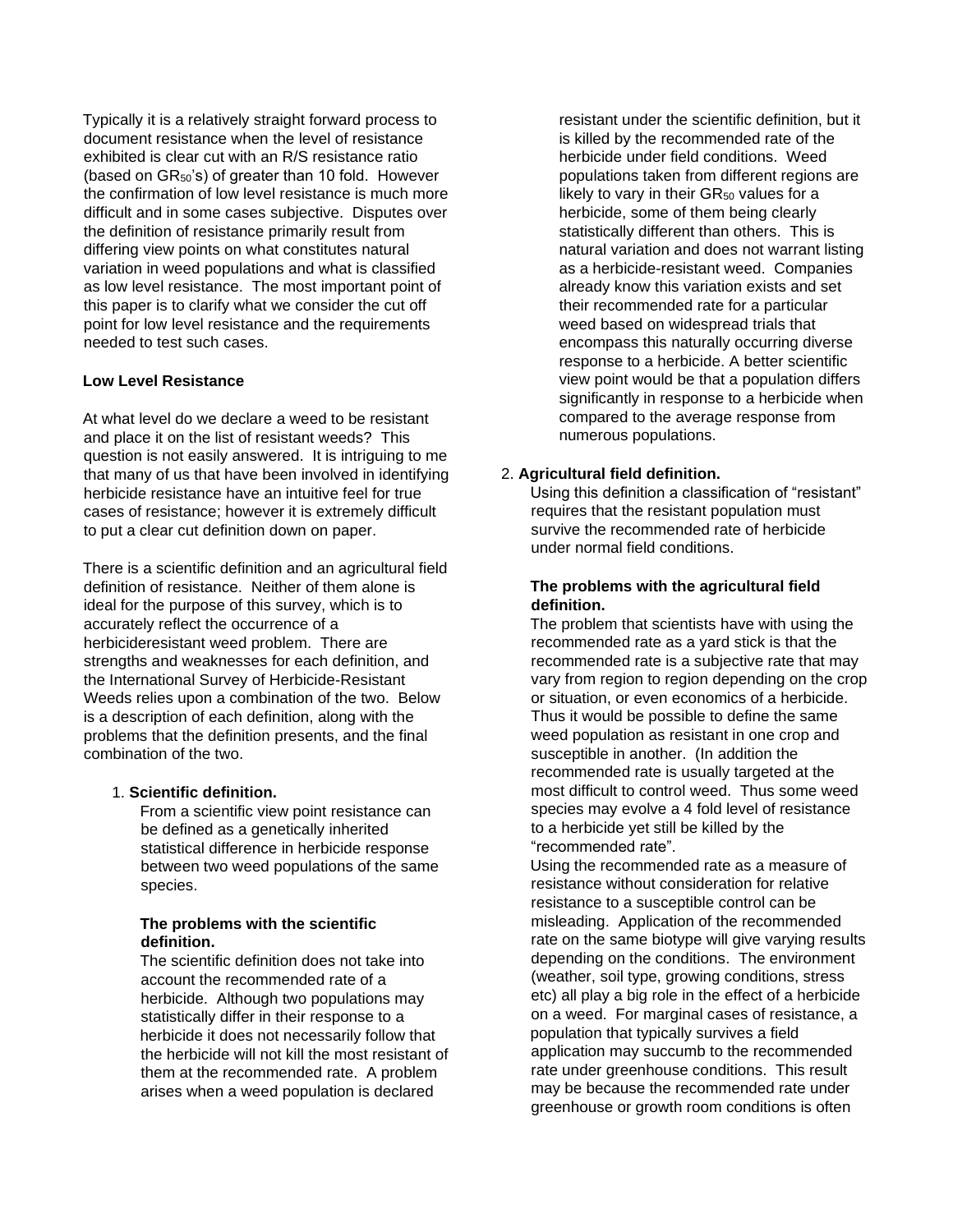Typically it is a relatively straight forward process to document resistance when the level of resistance exhibited is clear cut with an R/S resistance ratio (based on $GR_{50}$'s) of greater than 10 fold. However the confirmation of low level resistance is much more difficult and in some cases subjective. Disputes over the definition of resistance primarily result from differing view points on what constitutes natural variation in weed populations and what is classified as low level resistance. The most important point of this paper is to clarify what we consider the cut off point for low level resistance and the requirements needed to test such cases.

**Low Level Resistance**

At what level do we declare a weed to be resistant and place it on the list of resistant weeds? This question is not easily answered. It is intriguing to me that many of us that have been involved in identifying herbicide resistance have an intuitive feel for true cases of resistance; however it is extremely difficult to put a clear cut definition down on paper.

There is a scientific definition and an agricultural field definition of resistance. Neither of them alone is ideal for the purpose of this survey, which is to accurately reflect the occurrence of a herbicideresistant weed problem. There are strengths and weaknesses for each definition, and the International Survey of Herbicide-Resistant Weeds relies upon a combination of the two. Below is a description of each definition, along with the problems that the definition presents, and the final combination of the two.

1. **Scientific definition.**

   From a scientific view point resistance can be defined as a genetically inherited statistical difference in herbicide response between two weed populations of the same species.

   **The problems with the scientific definition.**

   The scientific definition does not take into account the recommended rate of a herbicide. Although two populations may statistically differ in their response to a herbicide it does not necessarily follow that the herbicide will not kill the most resistant of them at the recommended rate. A problem arises when a weed population is declared resistant under the scientific definition, but it is killed by the recommended rate of the herbicide under field conditions. Weed populations taken from different regions are likely to vary in their $GR_{50}$ values for a herbicide, some of them being clearly statistically different than others. This is natural variation and does not warrant listing as a herbicide-resistant weed. Companies already know this variation exists and set their recommended rate for a particular weed based on widespread trials that encompass this naturally occurring diverse response to a herbicide. A better scientific view point would be that a population differs significantly in response to a herbicide when compared to the average response from numerous populations.

2. **Agricultural field definition.**

   Using this definition a classification of "resistant" requires that the resistant population must survive the recommended rate of herbicide under normal field conditions.

   **The problems with the agricultural field definition.**

   The problem that scientists have with using the recommended rate as a yard stick is that the recommended rate is a subjective rate that may vary from region to region depending on the crop or situation, or even economics of a herbicide. Thus it would be possible to define the same weed population as resistant in one crop and susceptible in another. (In addition the recommended rate is usually targeted at the most difficult to control weed. Thus some weed species may evolve a 4 fold level of resistance to a herbicide yet still be killed by the "recommended rate".

   Using the recommended rate as a measure of resistance without consideration for relative resistance to a susceptible control can be misleading. Application of the recommended rate on the same biotype will give varying results depending on the conditions. The environment (weather, soil type, growing conditions, stress etc) all play a big role in the effect of a herbicide on a weed. For marginal cases of resistance, a population that typically survives a field application may succumb to the recommended rate under greenhouse conditions. This result may be because the recommended rate under greenhouse or growth room conditions is often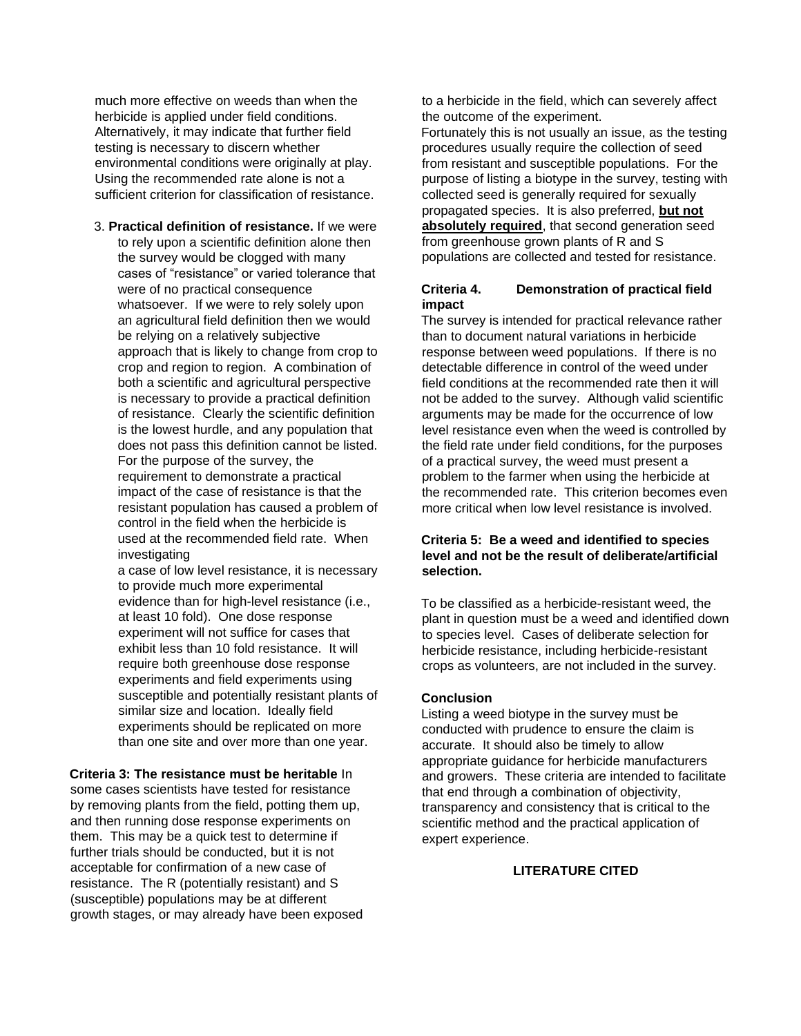much more effective on weeds than when the herbicide is applied under field conditions. Alternatively, it may indicate that further field testing is necessary to discern whether environmental conditions were originally at play. Using the recommended rate alone is not a sufficient criterion for classification of resistance.

3. **Practical definition of resistance.** If we were to rely upon a scientific definition alone then the survey would be clogged with many cases of "resistance" or varied tolerance that were of no practical consequence whatsoever. If we were to rely solely upon an agricultural field definition then we would be relying on a relatively subjective approach that is likely to change from crop to crop and region to region. A combination of both a scientific and agricultural perspective is necessary to provide a practical definition of resistance. Clearly the scientific definition is the lowest hurdle, and any population that does not pass this definition cannot be listed. For the purpose of the survey, the requirement to demonstrate a practical impact of the case of resistance is that the resistant population has caused a problem of control in the field when the herbicide is used at the recommended field rate. When investigating a case of low level resistance, it is necessary to provide much more experimental evidence than for high-level resistance (i.e., at least 10 fold). One dose response experiment will not suffice for cases that exhibit less than 10 fold resistance. It will require both greenhouse dose response experiments and field experiments using susceptible and potentially resistant plants of similar size and location. Ideally field experiments should be replicated on more than one site and over more than one year.

**Criteria 3: The resistance must be heritable** In some cases scientists have tested for resistance by removing plants from the field, potting them up, and then running dose response experiments on them. This may be a quick test to determine if further trials should be conducted, but it is not acceptable for confirmation of a new case of resistance. The R (potentially resistant) and S (susceptible) populations may be at different growth stages, or may already have been exposed to a herbicide in the field, which can severely affect the outcome of the experiment.
Fortunately this is not usually an issue, as the testing procedures usually require the collection of seed from resistant and susceptible populations. For the purpose of listing a biotype in the survey, testing with collected seed is generally required for sexually propagated species. It is also preferred, **but not absolutely required**, that second generation seed from greenhouse grown plants of R and S populations are collected and tested for resistance.

**Criteria 4. Demonstration of practical field impact**

The survey is intended for practical relevance rather than to document natural variations in herbicide response between weed populations. If there is no detectable difference in control of the weed under field conditions at the recommended rate then it will not be added to the survey. Although valid scientific arguments may be made for the occurrence of low level resistance even when the weed is controlled by the field rate under field conditions, for the purposes of a practical survey, the weed must present a problem to the farmer when using the herbicide at the recommended rate. This criterion becomes even more critical when low level resistance is involved.

**Criteria 5: Be a weed and identified to species level and not be the result of deliberate/artificial selection.**

To be classified as a herbicide-resistant weed, the plant in question must be a weed and identified down to species level. Cases of deliberate selection for herbicide resistance, including herbicide-resistant crops as volunteers, are not included in the survey.

**Conclusion**

Listing a weed biotype in the survey must be conducted with prudence to ensure the claim is accurate. It should also be timely to allow appropriate guidance for herbicide manufacturers and growers. These criteria are intended to facilitate that end through a combination of objectivity, transparency and consistency that is critical to the scientific method and the practical application of expert experience.

**LITERATURE CITED**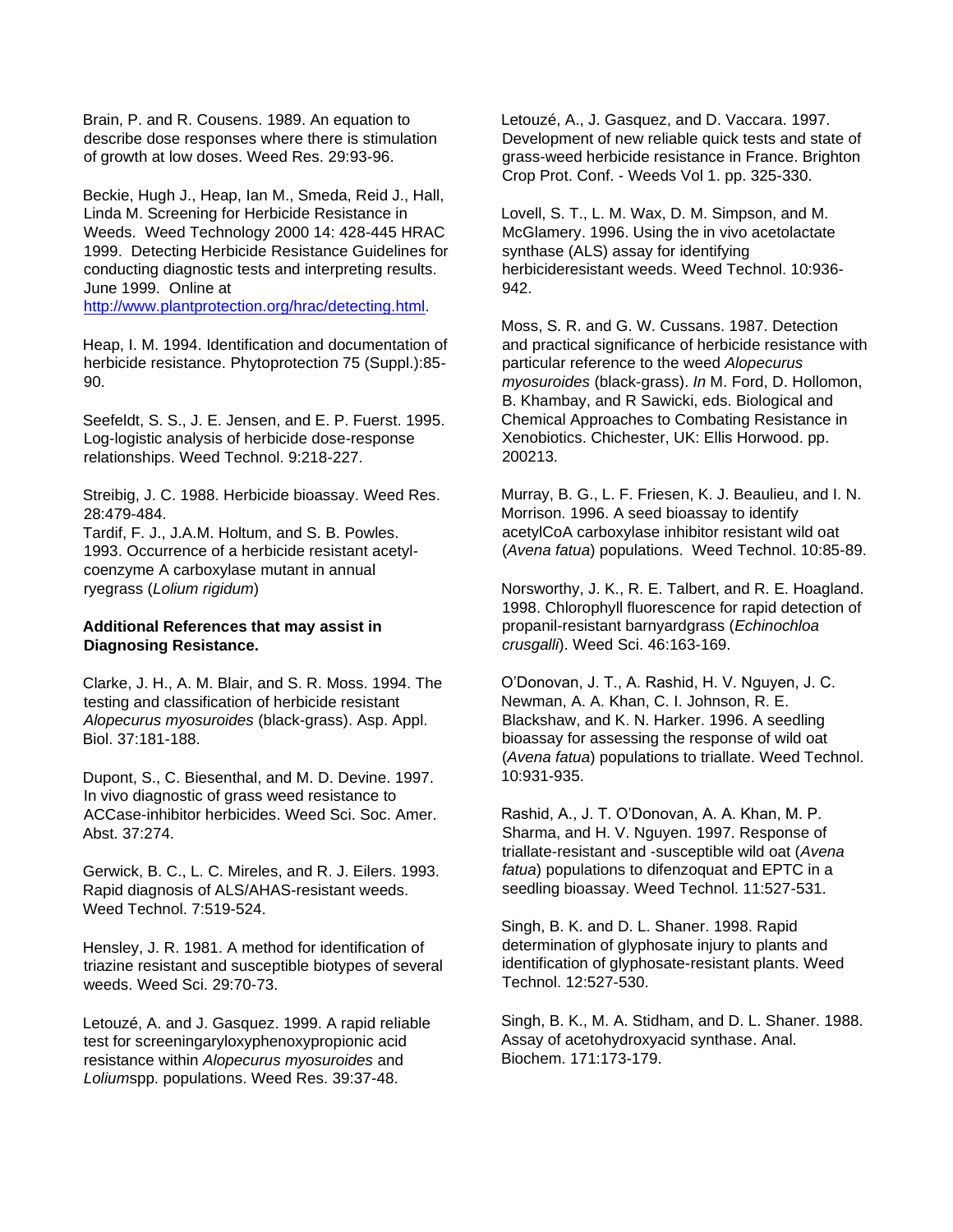Brain, P. and R. Cousens. 1989. An equation to describe dose responses where there is stimulation of growth at low doses. Weed Res. 29:93-96.

Beckie, Hugh J., Heap, Ian M., Smeda, Reid J., Hall, Linda M. Screening for Herbicide Resistance in Weeds. Weed Technology 2000 14: 428-445 HRAC 1999. Detecting Herbicide Resistance Guidelines for conducting diagnostic tests and interpreting results. June 1999. Online at [http://www.plantprotection.org/hrac/detecting.html](http://www.plantprotection.org/hrac/detecting.html).

Heap, I. M. 1994. Identification and documentation of herbicide resistance. Phytoprotection 75 (Suppl.):85-90.

Seefeldt, S. S., J. E. Jensen, and E. P. Fuerst. 1995. Log-logistic analysis of herbicide dose-response relationships. Weed Technol. 9:218-227.

Streibig, J. C. 1988. Herbicide bioassay. Weed Res. 28:479-484.

Tardif, F. J., J.A.M. Holtum, and S. B. Powles. 1993. Occurrence of a herbicide resistant acetyl-coenzyme A carboxylase mutant in annual ryegrass (*Lolium rigidum*)

**Additional References that may assist in Diagnosing Resistance.**

Clarke, J. H., A. M. Blair, and S. R. Moss. 1994. The testing and classification of herbicide resistant *Alopecurus myosuroides* (black-grass). Asp. Appl. Biol. 37:181-188.

Dupont, S., C. Biesenthal, and M. D. Devine. 1997. In vivo diagnostic of grass weed resistance to ACCase-inhibitor herbicides. Weed Sci. Soc. Amer. Abst. 37:274.

Gerwick, B. C., L. C. Mireles, and R. J. Eilers. 1993. Rapid diagnosis of ALS/AHAS-resistant weeds. Weed Technol. 7:519-524.

Hensley, J. R. 1981. A method for identification of triazine resistant and susceptible biotypes of several weeds. Weed Sci. 29:70-73.

Letouzé, A. and J. Gasquez. 1999. A rapid reliable test for screeningaryloxyphenoxypropionic acid resistance within *Alopecurus myosuroides* and *Lolium*spp. populations. Weed Res. 39:37-48.

Letouzé, A., J. Gasquez, and D. Vaccara. 1997. Development of new reliable quick tests and state of grass-weed herbicide resistance in France. Brighton Crop Prot. Conf. - Weeds Vol 1. pp. 325-330.

Lovell, S. T., L. M. Wax, D. M. Simpson, and M. McGlamery. 1996. Using the in vivo acetolactate synthase (ALS) assay for identifying herbicideresistant weeds. Weed Technol. 10:936-942.

Moss, S. R. and G. W. Cussans. 1987. Detection and practical significance of herbicide resistance with particular reference to the weed *Alopecurus myosuroides* (black-grass). *In* M. Ford, D. Hollomon, B. Khambay, and R Sawicki, eds. Biological and Chemical Approaches to Combating Resistance in Xenobiotics. Chichester, UK: Ellis Horwood. pp. 200213.

Murray, B. G., L. F. Friesen, K. J. Beaulieu, and I. N. Morrison. 1996. A seed bioassay to identify acetylCoA carboxylase inhibitor resistant wild oat (*Avena fatua*) populations. Weed Technol. 10:85-89.

Norsworthy, J. K., R. E. Talbert, and R. E. Hoagland. 1998. Chlorophyll fluorescence for rapid detection of propanil-resistant barnyardgrass (*Echinochloa crusgalli*). Weed Sci. 46:163-169.

O'Donovan, J. T., A. Rashid, H. V. Nguyen, J. C. Newman, A. A. Khan, C. I. Johnson, R. E. Blackshaw, and K. N. Harker. 1996. A seedling bioassay for assessing the response of wild oat (*Avena fatua*) populations to triallate. Weed Technol. 10:931-935.

Rashid, A., J. T. O'Donovan, A. A. Khan, M. P. Sharma, and H. V. Nguyen. 1997. Response of triallate-resistant and -susceptible wild oat (*Avena fatua*) populations to difenzoquat and EPTC in a seedling bioassay. Weed Technol. 11:527-531.

Singh, B. K. and D. L. Shaner. 1998. Rapid determination of glyphosate injury to plants and identification of glyphosate-resistant plants. Weed Technol. 12:527-530.

Singh, B. K., M. A. Stidham, and D. L. Shaner. 1988. Assay of acetohydroxyacid synthase. Anal. Biochem. 171:173-179.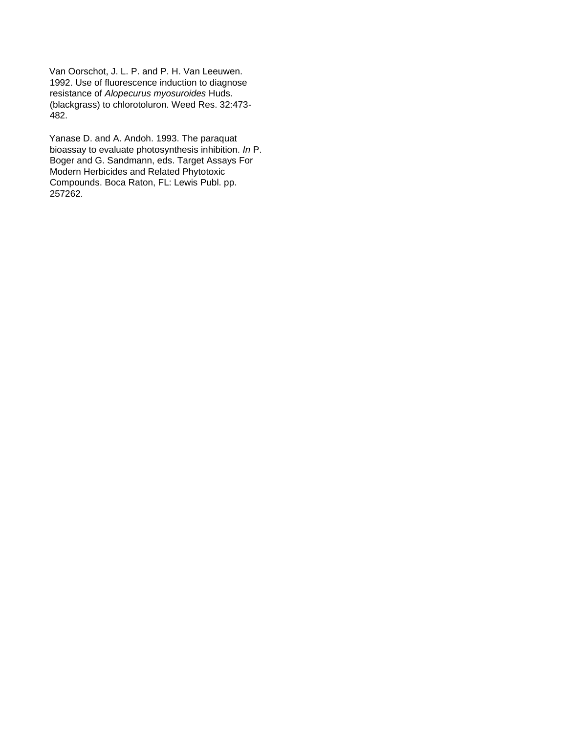Van Oorschot, J. L. P. and P. H. Van Leeuwen. 1992. Use of fluorescence induction to diagnose resistance of *Alopecurus myosuroides* Huds. (blackgrass) to chlorotoluron. Weed Res. 32:473-482.

Yanase D. and A. Andoh. 1993. The paraquat bioassay to evaluate photosynthesis inhibition. *In* P. Boger and G. Sandmann, eds. Target Assays For Modern Herbicides and Related Phytotoxic Compounds. Boca Raton, FL: Lewis Publ. pp. 257262.